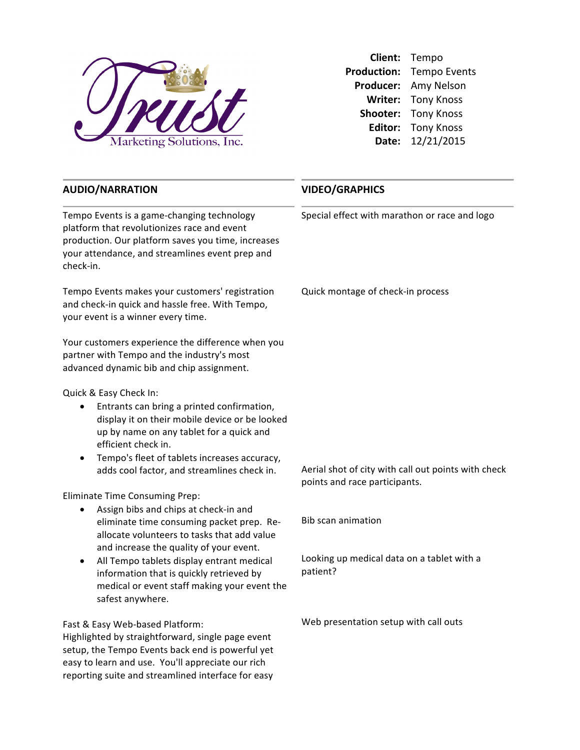Trust Marketing Solutions, Inc.

| | |
|---|---|
| **Client:** | Tempo |
| **Production:** | Tempo Events |
| **Producer:** | Amy Nelson |
| **Writer:** | Tony Knoss |
| **Shooter:** | Tony Knoss |
| **Editor:** | Tony Knoss |
| **Date:** | 12/21/2015 |

| **AUDIO/NARRATION** | **VIDEO/GRAPHICS** |
|---|---|
| Tempo Events is a game-changing technology platform that revolutionizes race and event production. Our platform saves you time, increases your attendance, and streamlines event prep and check-in. | Special effect with marathon or race and logo |
| Tempo Events makes your customers' registration and check-in quick and hassle free. With Tempo, your event is a winner every time. | Quick montage of check-in process |
| Your customers experience the difference when you partner with Tempo and the industry's most advanced dynamic bib and chip assignment. | |
| Quick & Easy Check In:<br>• Entrants can bring a printed confirmation, display it on their mobile device or be looked up by name on any tablet for a quick and efficient check in.<br>• Tempo's fleet of tablets increases accuracy, adds cool factor, and streamlines check in. | Aerial shot of city with call out points with check points and race participants. |
| Eliminate Time Consuming Prep:<br>• Assign bibs and chips at check-in and eliminate time consuming packet prep. Re-allocate volunteers to tasks that add value and increase the quality of your event. | Bib scan animation |
| • All Tempo tablets display entrant medical information that is quickly retrieved by medical or event staff making your event the safest anywhere. | Looking up medical data on a tablet with a patient? |
| Fast & Easy Web-based Platform:<br>Highlighted by straightforward, single page event setup, the Tempo Events back end is powerful yet easy to learn and use. You'll appreciate our rich reporting suite and streamlined interface for easy | Web presentation setup with call outs |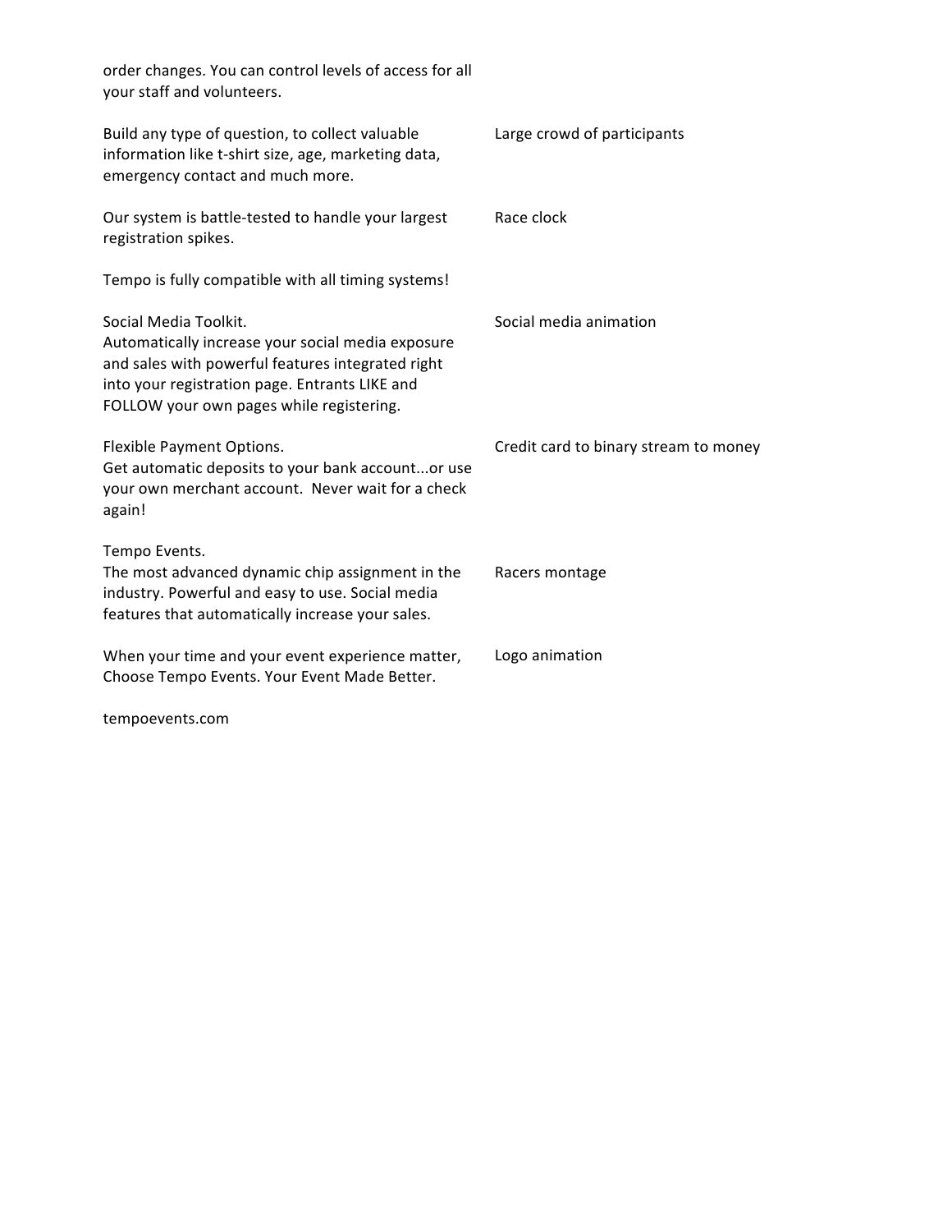| | |
|---|---|
| order changes. You can control levels of access for all your staff and volunteers. | |
| Build any type of question, to collect valuable information like t-shirt size, age, marketing data, emergency contact and much more. | Large crowd of participants |
| Our system is battle-tested to handle your largest registration spikes. | Race clock |
| Tempo is fully compatible with all timing systems! | |
| Social Media Toolkit. Automatically increase your social media exposure and sales with powerful features integrated right into your registration page. Entrants LIKE and FOLLOW your own pages while registering. | Social media animation |
| Flexible Payment Options. Get automatic deposits to your bank account...or use your own merchant account. Never wait for a check again! | Credit card to binary stream to money |
| Tempo Events. The most advanced dynamic chip assignment in the industry. Powerful and easy to use. Social media features that automatically increase your sales. | Racers montage |
| When your time and your event experience matter, Choose Tempo Events. Your Event Made Better. | Logo animation |
| tempoevents.com | |